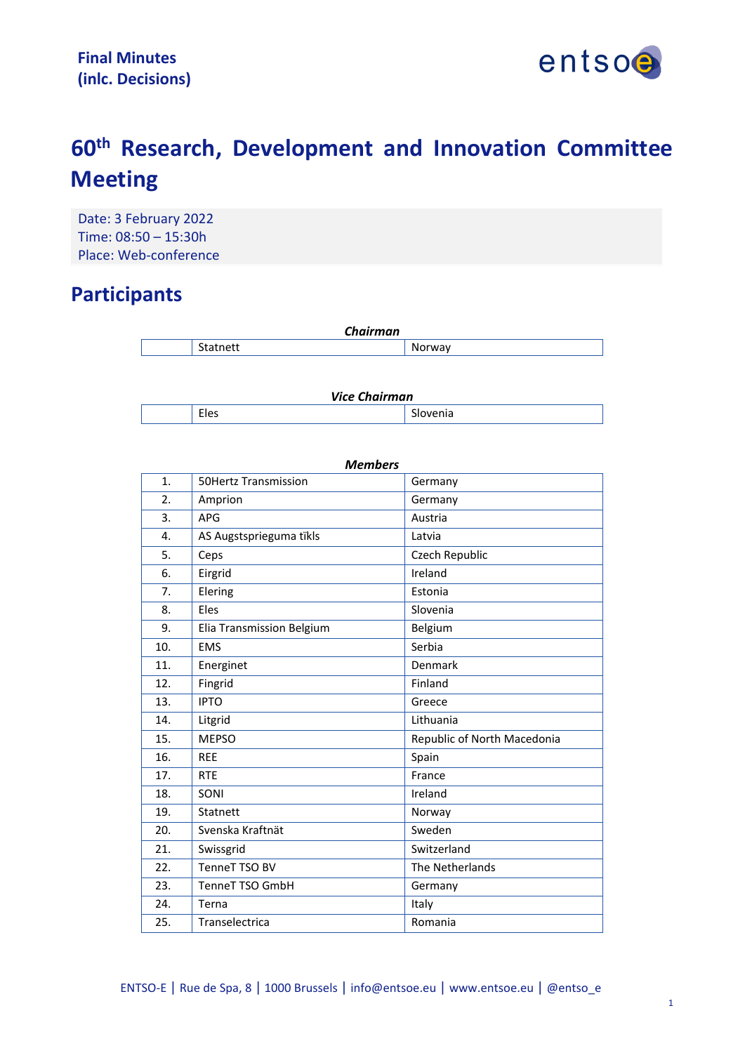**Final Minutes (inlc. Decisions)**

# 60th Research, Development and Innovation Committee Meeting

Date: 3 February 2022
Time: 08:50 – 15:30h
Place: Web-conference

## Participants

***Chairman***

| | | |
|---|---|---|
| | Statnett | Norway |

***Vice Chairman***

| | | |
|---|---|---|
| | Eles | Slovenia |

***Members***

| | | |
|---|---|---|
| 1. | 50Hertz Transmission | Germany |
| 2. | Amprion | Germany |
| 3. | APG | Austria |
| 4. | AS Augstsprieguma tīkls | Latvia |
| 5. | Ceps | Czech Republic |
| 6. | Eirgrid | Ireland |
| 7. | Elering | Estonia |
| 8. | Eles | Slovenia |
| 9. | Elia Transmission Belgium | Belgium |
| 10. | EMS | Serbia |
| 11. | Energinet | Denmark |
| 12. | Fingrid | Finland |
| 13. | IPTO | Greece |
| 14. | Litgrid | Lithuania |
| 15. | MEPSO | Republic of North Macedonia |
| 16. | REE | Spain |
| 17. | RTE | France |
| 18. | SONI | Ireland |
| 19. | Statnett | Norway |
| 20. | Svenska Kraftnät | Sweden |
| 21. | Swissgrid | Switzerland |
| 22. | TenneT TSO BV | The Netherlands |
| 23. | TenneT TSO GmbH | Germany |
| 24. | Terna | Italy |
| 25. | Transelectrica | Romania |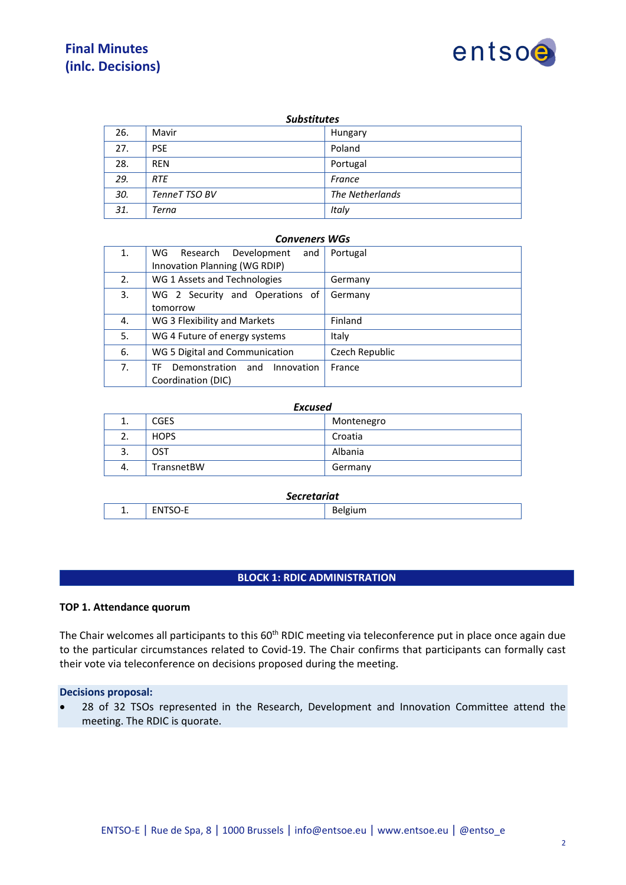# Final Minutes (inlc. Decisions)

***Substitutes***

| | | |
|---|---|---|
| 26. | Mavir | Hungary |
| 27. | PSE | Poland |
| 28. | REN | Portugal |
| *29.* | *RTE* | *France* |
| *30.* | *TenneT TSO BV* | *The Netherlands* |
| *31.* | *Terna* | *Italy* |

***Conveners WGs***

| | | |
|---|---|---|
| 1. | WG Research Development and Innovation Planning (WG RDIP) | Portugal |
| 2. | WG 1 Assets and Technologies | Germany |
| 3. | WG 2 Security and Operations of tomorrow | Germany |
| 4. | WG 3 Flexibility and Markets | Finland |
| 5. | WG 4 Future of energy systems | Italy |
| 6. | WG 5 Digital and Communication | Czech Republic |
| 7. | TF Demonstration and Innovation Coordination (DIC) | France |

***Excused***

| | | |
|---|---|---|
| 1. | CGES | Montenegro |
| 2. | HOPS | Croatia |
| 3. | OST | Albania |
| 4. | TransnetBW | Germany |

***Secretariat***

| | | |
|---|---|---|
| 1. | ENTSO-E | Belgium |

## BLOCK 1: RDIC ADMINISTRATION

### TOP 1. Attendance quorum

The Chair welcomes all participants to this 60th RDIC meeting via teleconference put in place once again due to the particular circumstances related to Covid-19. The Chair confirms that participants can formally cast their vote via teleconference on decisions proposed during the meeting.

**Decisions proposal:**

- 28 of 32 TSOs represented in the Research, Development and Innovation Committee attend the meeting. The RDIC is quorate.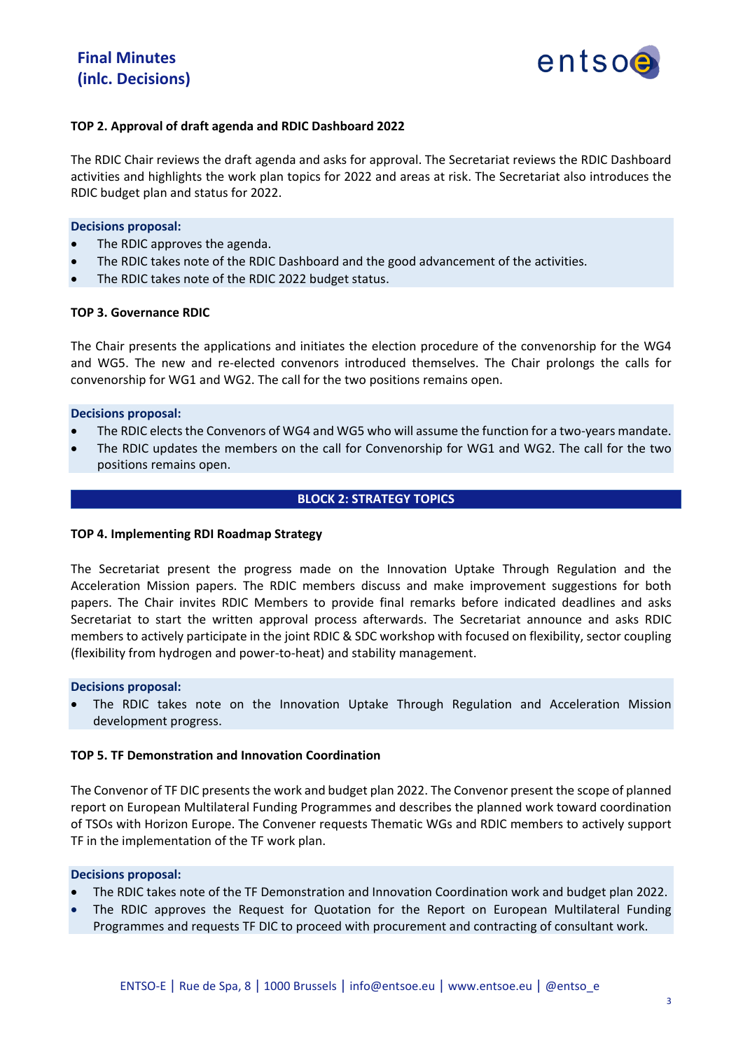**TOP 2. Approval of draft agenda and RDIC Dashboard 2022**

The RDIC Chair reviews the draft agenda and asks for approval. The Secretariat reviews the RDIC Dashboard activities and highlights the work plan topics for 2022 and areas at risk. The Secretariat also introduces the RDIC budget plan and status for 2022.

**Decisions proposal:**

- The RDIC approves the agenda.
- The RDIC takes note of the RDIC Dashboard and the good advancement of the activities.
- The RDIC takes note of the RDIC 2022 budget status.

**TOP 3. Governance RDIC**

The Chair presents the applications and initiates the election procedure of the convenorship for the WG4 and WG5. The new and re-elected convenors introduced themselves. The Chair prolongs the calls for convenorship for WG1 and WG2. The call for the two positions remains open.

**Decisions proposal:**

- The RDIC elects the Convenors of WG4 and WG5 who will assume the function for a two-years mandate.
- The RDIC updates the members on the call for Convenorship for WG1 and WG2. The call for the two positions remains open.

## BLOCK 2: STRATEGY TOPICS

**TOP 4. Implementing RDI Roadmap Strategy**

The Secretariat present the progress made on the Innovation Uptake Through Regulation and the Acceleration Mission papers. The RDIC members discuss and make improvement suggestions for both papers. The Chair invites RDIC Members to provide final remarks before indicated deadlines and asks Secretariat to start the written approval process afterwards. The Secretariat announce and asks RDIC members to actively participate in the joint RDIC & SDC workshop with focused on flexibility, sector coupling (flexibility from hydrogen and power-to-heat) and stability management.

**Decisions proposal:**

- The RDIC takes note on the Innovation Uptake Through Regulation and Acceleration Mission development progress.

**TOP 5. TF Demonstration and Innovation Coordination**

The Convenor of TF DIC presents the work and budget plan 2022. The Convenor present the scope of planned report on European Multilateral Funding Programmes and describes the planned work toward coordination of TSOs with Horizon Europe. The Convener requests Thematic WGs and RDIC members to actively support TF in the implementation of the TF work plan.

**Decisions proposal:**

- The RDIC takes note of the TF Demonstration and Innovation Coordination work and budget plan 2022.
- The RDIC approves the Request for Quotation for the Report on European Multilateral Funding Programmes and requests TF DIC to proceed with procurement and contracting of consultant work.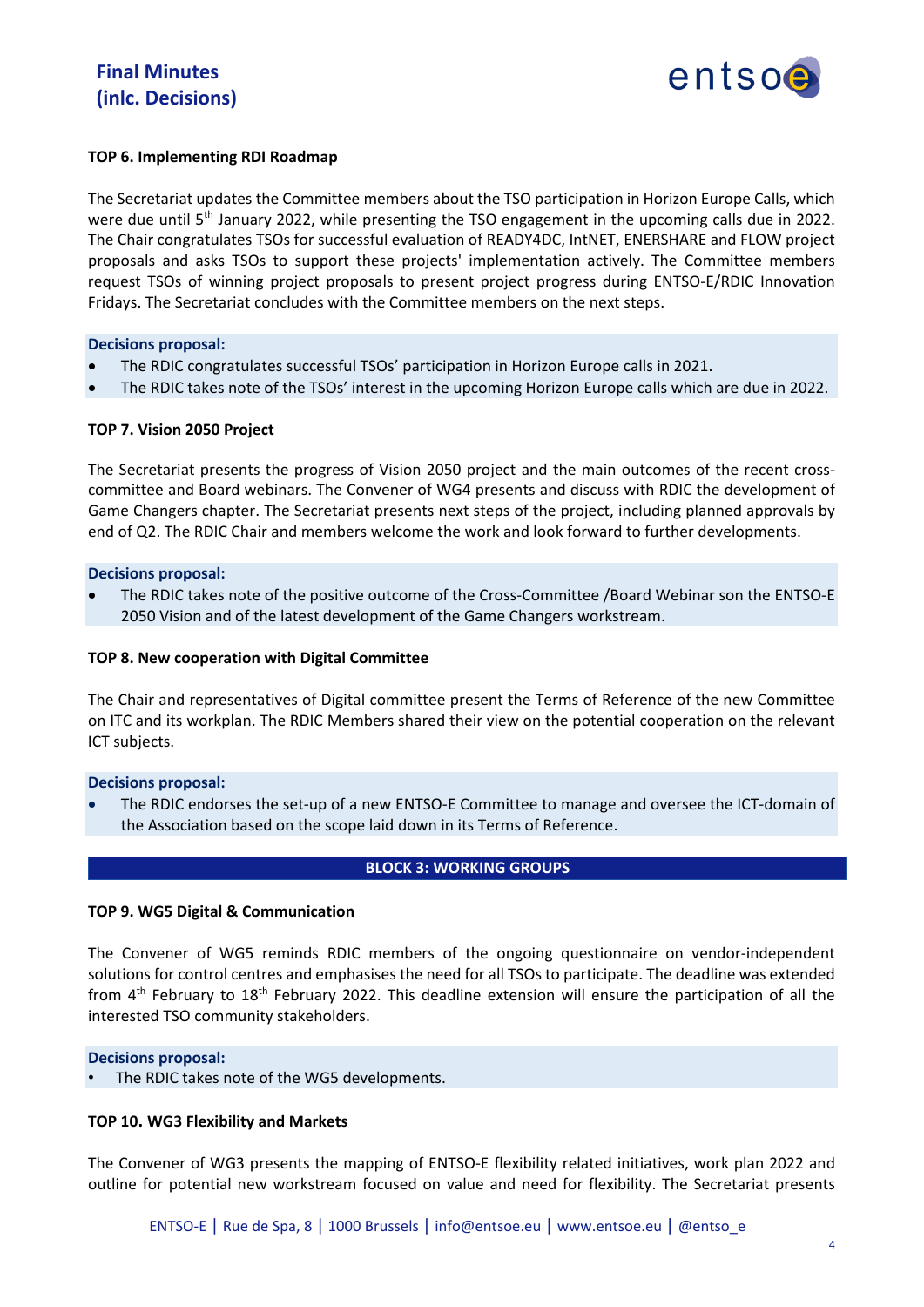**TOP 6. Implementing RDI Roadmap**

The Secretariat updates the Committee members about the TSO participation in Horizon Europe Calls, which were due until 5th January 2022, while presenting the TSO engagement in the upcoming calls due in 2022. The Chair congratulates TSOs for successful evaluation of READY4DC, IntNET, ENERSHARE and FLOW project proposals and asks TSOs to support these projects' implementation actively. The Committee members request TSOs of winning project proposals to present project progress during ENTSO-E/RDIC Innovation Fridays. The Secretariat concludes with the Committee members on the next steps.

**Decisions proposal:**

- The RDIC congratulates successful TSOs' participation in Horizon Europe calls in 2021.
- The RDIC takes note of the TSOs' interest in the upcoming Horizon Europe calls which are due in 2022.

**TOP 7. Vision 2050 Project**

The Secretariat presents the progress of Vision 2050 project and the main outcomes of the recent cross-committee and Board webinars. The Convener of WG4 presents and discuss with RDIC the development of Game Changers chapter. The Secretariat presents next steps of the project, including planned approvals by end of Q2. The RDIC Chair and members welcome the work and look forward to further developments.

**Decisions proposal:**

- The RDIC takes note of the positive outcome of the Cross-Committee /Board Webinar son the ENTSO-E 2050 Vision and of the latest development of the Game Changers workstream.

**TOP 8. New cooperation with Digital Committee**

The Chair and representatives of Digital committee present the Terms of Reference of the new Committee on ITC and its workplan. The RDIC Members shared their view on the potential cooperation on the relevant ICT subjects.

**Decisions proposal:**

- The RDIC endorses the set-up of a new ENTSO-E Committee to manage and oversee the ICT-domain of the Association based on the scope laid down in its Terms of Reference.

## BLOCK 3: WORKING GROUPS

**TOP 9. WG5 Digital & Communication**

The Convener of WG5 reminds RDIC members of the ongoing questionnaire on vendor-independent solutions for control centres and emphasises the need for all TSOs to participate. The deadline was extended from 4th February to 18th February 2022. This deadline extension will ensure the participation of all the interested TSO community stakeholders.

**Decisions proposal:**

- The RDIC takes note of the WG5 developments.

**TOP 10. WG3 Flexibility and Markets**

The Convener of WG3 presents the mapping of ENTSO-E flexibility related initiatives, work plan 2022 and outline for potential new workstream focused on value and need for flexibility. The Secretariat presents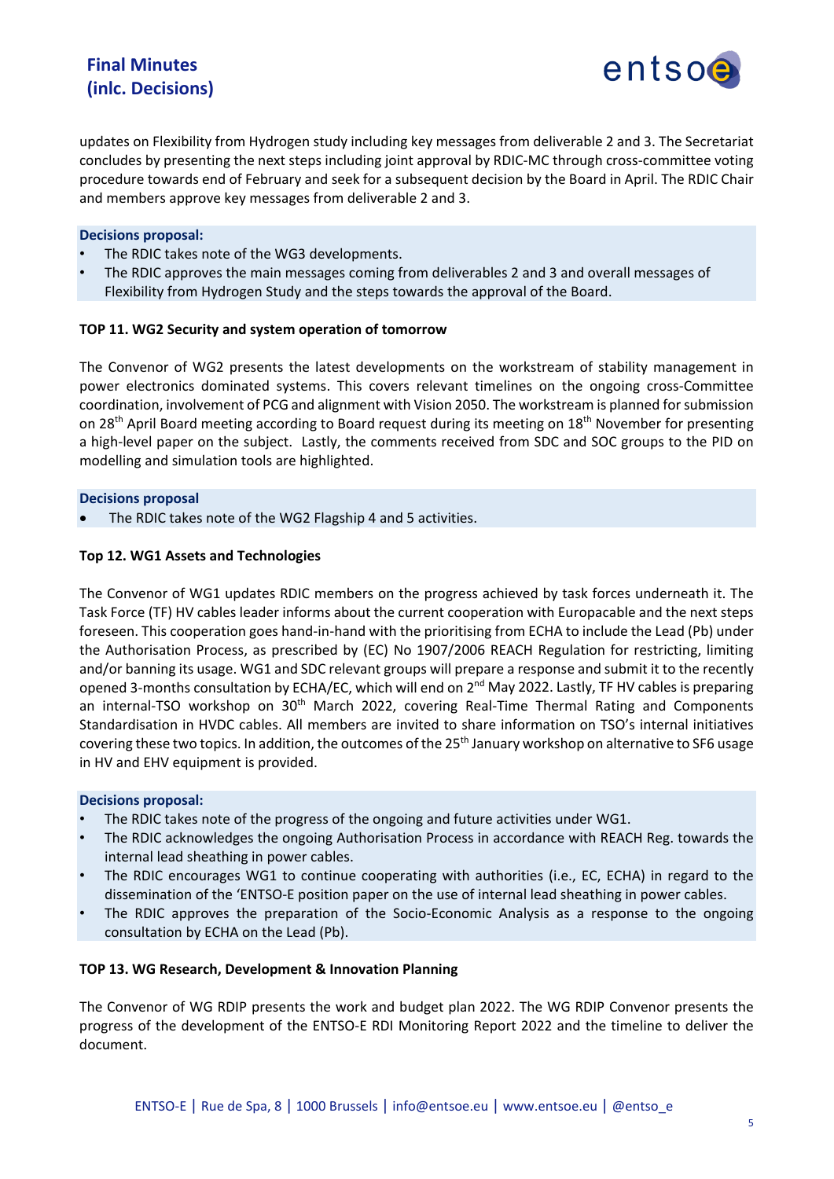updates on Flexibility from Hydrogen study including key messages from deliverable 2 and 3. The Secretariat concludes by presenting the next steps including joint approval by RDIC-MC through cross-committee voting procedure towards end of February and seek for a subsequent decision by the Board in April. The RDIC Chair and members approve key messages from deliverable 2 and 3.

**Decisions proposal:**

- The RDIC takes note of the WG3 developments.
- The RDIC approves the main messages coming from deliverables 2 and 3 and overall messages of Flexibility from Hydrogen Study and the steps towards the approval of the Board.

**TOP 11. WG2 Security and system operation of tomorrow**

The Convenor of WG2 presents the latest developments on the workstream of stability management in power electronics dominated systems. This covers relevant timelines on the ongoing cross-Committee coordination, involvement of PCG and alignment with Vision 2050. The workstream is planned for submission on 28th April Board meeting according to Board request during its meeting on 18th November for presenting a high-level paper on the subject. Lastly, the comments received from SDC and SOC groups to the PID on modelling and simulation tools are highlighted.

**Decisions proposal**

- The RDIC takes note of the WG2 Flagship 4 and 5 activities.

**Top 12. WG1 Assets and Technologies**

The Convenor of WG1 updates RDIC members on the progress achieved by task forces underneath it. The Task Force (TF) HV cables leader informs about the current cooperation with Europacable and the next steps foreseen. This cooperation goes hand-in-hand with the prioritising from ECHA to include the Lead (Pb) under the Authorisation Process, as prescribed by (EC) No 1907/2006 REACH Regulation for restricting, limiting and/or banning its usage. WG1 and SDC relevant groups will prepare a response and submit it to the recently opened 3-months consultation by ECHA/EC, which will end on 2nd May 2022. Lastly, TF HV cables is preparing an internal-TSO workshop on 30th March 2022, covering Real-Time Thermal Rating and Components Standardisation in HVDC cables. All members are invited to share information on TSO's internal initiatives covering these two topics. In addition, the outcomes of the 25th January workshop on alternative to SF6 usage in HV and EHV equipment is provided.

**Decisions proposal:**

- The RDIC takes note of the progress of the ongoing and future activities under WG1.
- The RDIC acknowledges the ongoing Authorisation Process in accordance with REACH Reg. towards the internal lead sheathing in power cables.
- The RDIC encourages WG1 to continue cooperating with authorities (i.e., EC, ECHA) in regard to the dissemination of the 'ENTSO-E position paper on the use of internal lead sheathing in power cables.
- The RDIC approves the preparation of the Socio-Economic Analysis as a response to the ongoing consultation by ECHA on the Lead (Pb).

**TOP 13. WG Research, Development & Innovation Planning**

The Convenor of WG RDIP presents the work and budget plan 2022. The WG RDIP Convenor presents the progress of the development of the ENTSO-E RDI Monitoring Report 2022 and the timeline to deliver the document.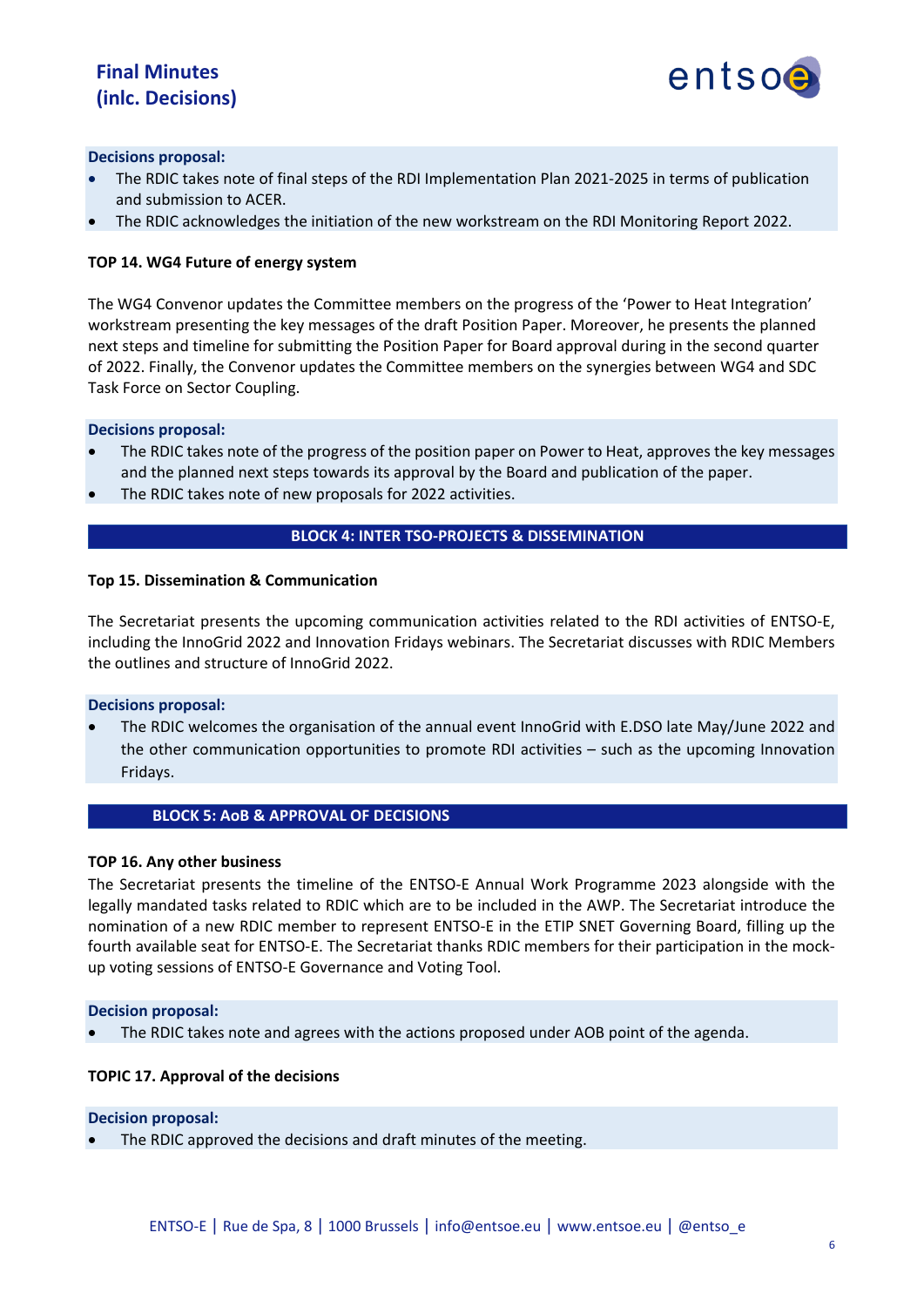**Decisions proposal:**

- The RDIC takes note of final steps of the RDI Implementation Plan 2021-2025 in terms of publication and submission to ACER.
- The RDIC acknowledges the initiation of the new workstream on the RDI Monitoring Report 2022.

**TOP 14. WG4 Future of energy system**

The WG4 Convenor updates the Committee members on the progress of the 'Power to Heat Integration' workstream presenting the key messages of the draft Position Paper. Moreover, he presents the planned next steps and timeline for submitting the Position Paper for Board approval during in the second quarter of 2022. Finally, the Convenor updates the Committee members on the synergies between WG4 and SDC Task Force on Sector Coupling.

**Decisions proposal:**

- The RDIC takes note of the progress of the position paper on Power to Heat, approves the key messages and the planned next steps towards its approval by the Board and publication of the paper.
- The RDIC takes note of new proposals for 2022 activities.

## BLOCK 4: INTER TSO-PROJECTS & DISSEMINATION

**Top 15. Dissemination & Communication**

The Secretariat presents the upcoming communication activities related to the RDI activities of ENTSO-E, including the InnoGrid 2022 and Innovation Fridays webinars. The Secretariat discusses with RDIC Members the outlines and structure of InnoGrid 2022.

**Decisions proposal:**

- The RDIC welcomes the organisation of the annual event InnoGrid with E.DSO late May/June 2022 and the other communication opportunities to promote RDI activities – such as the upcoming Innovation Fridays.

## BLOCK 5: AoB & APPROVAL OF DECISIONS

**TOP 16. Any other business**

The Secretariat presents the timeline of the ENTSO-E Annual Work Programme 2023 alongside with the legally mandated tasks related to RDIC which are to be included in the AWP. The Secretariat introduce the nomination of a new RDIC member to represent ENTSO-E in the ETIP SNET Governing Board, filling up the fourth available seat for ENTSO-E. The Secretariat thanks RDIC members for their participation in the mock-up voting sessions of ENTSO-E Governance and Voting Tool.

**Decision proposal:**

- The RDIC takes note and agrees with the actions proposed under AOB point of the agenda.

**TOPIC 17. Approval of the decisions**

**Decision proposal:**

- The RDIC approved the decisions and draft minutes of the meeting.